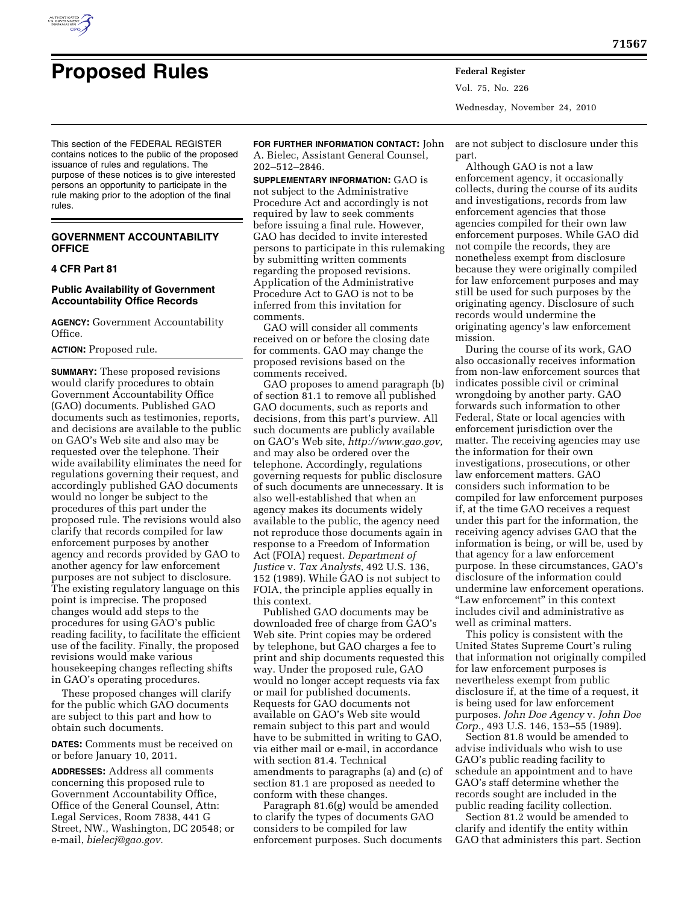# Proposed Rules

This section of the FEDERAL REGISTER contains notices to the public of the proposed issuance of rules and regulations. The purpose of these notices is to give interested persons an opportunity to participate in the rule making prior to the adoption of the final rules.

## GOVERNMENT ACCOUNTABILITY OFFICE

### 4 CFR Part 81

### Public Availability of Government Accountability Office Records

**AGENCY:** Government Accountability Office.

**ACTION:** Proposed rule.

**SUMMARY:** These proposed revisions would clarify procedures to obtain Government Accountability Office (GAO) documents. Published GAO documents such as testimonies, reports, and decisions are available to the public on GAO's Web site and also may be requested over the telephone. Their wide availability eliminates the need for regulations governing their request, and accordingly published GAO documents would no longer be subject to the procedures of this part under the proposed rule. The revisions would also clarify that records compiled for law enforcement purposes by another agency and records provided by GAO to another agency for law enforcement purposes are not subject to disclosure. The existing regulatory language on this point is imprecise. The proposed changes would add steps to the procedures for using GAO's public reading facility, to facilitate the efficient use of the facility. Finally, the proposed revisions would make various housekeeping changes reflecting shifts in GAO's operating procedures.

These proposed changes will clarify for the public which GAO documents are subject to this part and how to obtain such documents.

**DATES:** Comments must be received on or before January 10, 2011.

**ADDRESSES:** Address all comments concerning this proposed rule to Government Accountability Office, Office of the General Counsel, Attn: Legal Services, Room 7838, 441 G Street, NW., Washington, DC 20548; or e-mail, *bielecj@gao.gov.*

**FOR FURTHER INFORMATION CONTACT:** John A. Bielec, Assistant General Counsel, 202–512–2846.

**SUPPLEMENTARY INFORMATION:** GAO is not subject to the Administrative Procedure Act and accordingly is not required by law to seek comments before issuing a final rule. However, GAO has decided to invite interested persons to participate in this rulemaking by submitting written comments regarding the proposed revisions. Application of the Administrative Procedure Act to GAO is not to be inferred from this invitation for comments.

GAO will consider all comments received on or before the closing date for comments. GAO may change the proposed revisions based on the comments received.

GAO proposes to amend paragraph (b) of section 81.1 to remove all published GAO documents, such as reports and decisions, from this part's purview. All such documents are publicly available on GAO's Web site, *http://www.gao.gov,* and may also be ordered over the telephone. Accordingly, regulations governing requests for public disclosure of such documents are unnecessary. It is also well-established that when an agency makes its documents widely available to the public, the agency need not reproduce those documents again in response to a Freedom of Information Act (FOIA) request. *Department of Justice* v. *Tax Analysts,* 492 U.S. 136, 152 (1989). While GAO is not subject to FOIA, the principle applies equally in this context.

Published GAO documents may be downloaded free of charge from GAO's Web site. Print copies may be ordered by telephone, but GAO charges a fee to print and ship documents requested this way. Under the proposed rule, GAO would no longer accept requests via fax or mail for published documents. Requests for GAO documents not available on GAO's Web site would remain subject to this part and would have to be submitted in writing to GAO, via either mail or e-mail, in accordance with section 81.4. Technical amendments to paragraphs (a) and (c) of section 81.1 are proposed as needed to conform with these changes.

Paragraph 81.6(g) would be amended to clarify the types of documents GAO considers to be compiled for law enforcement purposes. Such documents are not subject to disclosure under this part.

Although GAO is not a law enforcement agency, it occasionally collects, during the course of its audits and investigations, records from law enforcement agencies that those agencies compiled for their own law enforcement purposes. While GAO did not compile the records, they are nonetheless exempt from disclosure because they were originally compiled for law enforcement purposes and may still be used for such purposes by the originating agency. Disclosure of such records would undermine the originating agency's law enforcement mission.

During the course of its work, GAO also occasionally receives information from non-law enforcement sources that indicates possible civil or criminal wrongdoing by another party. GAO forwards such information to other Federal, State or local agencies with enforcement jurisdiction over the matter. The receiving agencies may use the information for their own investigations, prosecutions, or other law enforcement matters. GAO considers such information to be compiled for law enforcement purposes if, at the time GAO receives a request under this part for the information, the receiving agency advises GAO that the information is being, or will be, used by that agency for a law enforcement purpose. In these circumstances, GAO's disclosure of the information could undermine law enforcement operations. "Law enforcement" in this context includes civil and administrative as well as criminal matters.

This policy is consistent with the United States Supreme Court's ruling that information not originally compiled for law enforcement purposes is nevertheless exempt from public disclosure if, at the time of a request, it is being used for law enforcement purposes. *John Doe Agency* v. *John Doe Corp.,* 493 U.S. 146, 153–55 (1989).

Section 81.8 would be amended to advise individuals who wish to use GAO's public reading facility to schedule an appointment and to have GAO's staff determine whether the records sought are included in the public reading facility collection.

Section 81.2 would be amended to clarify and identify the entity within GAO that administers this part. Section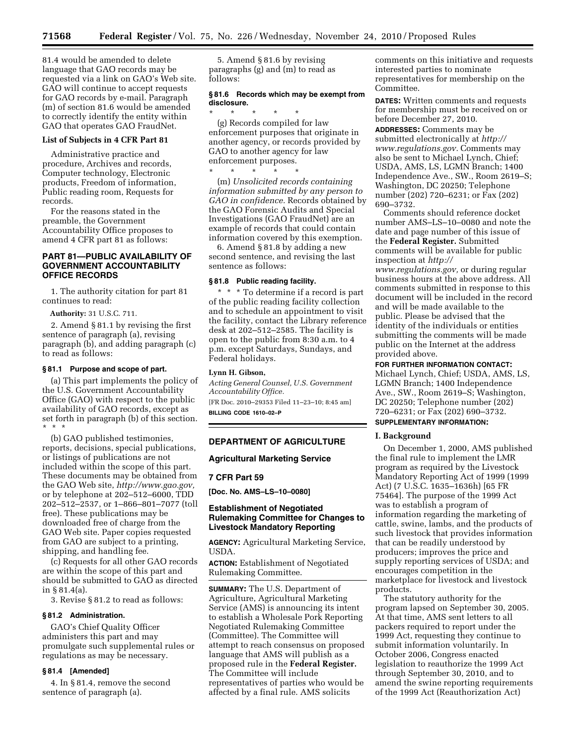81.4 would be amended to delete language that GAO records may be requested via a link on GAO's Web site. GAO will continue to accept requests for GAO records by e-mail. Paragraph (m) of section 81.6 would be amended to correctly identify the entity within GAO that operates GAO FraudNet.

**List of Subjects in 4 CFR Part 81**

Administrative practice and procedure, Archives and records, Computer technology, Electronic products, Freedom of information, Public reading room, Requests for records.

For the reasons stated in the preamble, the Government Accountability Office proposes to amend 4 CFR part 81 as follows:

## PART 81—PUBLIC AVAILABILITY OF GOVERNMENT ACCOUNTABILITY OFFICE RECORDS

1. The authority citation for part 81 continues to read:

**Authority:** 31 U.S.C. 711.

2. Amend § 81.1 by revising the first sentence of paragraph (a), revising paragraph (b), and adding paragraph (c) to read as follows:

### § 81.1 Purpose and scope of part.

(a) This part implements the policy of the U.S. Government Accountability Office (GAO) with respect to the public availability of GAO records, except as set forth in paragraph (b) of this section. * * *

(b) GAO published testimonies, reports, decisions, special publications, or listings of publications are not included within the scope of this part. These documents may be obtained from the GAO Web site, *http://www.gao.gov,* or by telephone at 202–512–6000, TDD 202–512–2537, or 1–866–801–7077 (toll free). These publications may be downloaded free of charge from the GAO Web site. Paper copies requested from GAO are subject to a printing, shipping, and handling fee.

(c) Requests for all other GAO records are within the scope of this part and should be submitted to GAO as directed in § 81.4(a).

3. Revise § 81.2 to read as follows:

### § 81.2 Administration.

GAO's Chief Quality Officer administers this part and may promulgate such supplemental rules or regulations as may be necessary.

### § 81.4 [Amended]

4. In § 81.4, remove the second sentence of paragraph (a).

5. Amend § 81.6 by revising paragraphs (g) and (m) to read as follows:

### § 81.6 Records which may be exempt from disclosure.

\* \* \* \* \*

(g) Records compiled for law enforcement purposes that originate in another agency, or records provided by GAO to another agency for law enforcement purposes.

\* \* \* \* \*

(m) *Unsolicited records containing information submitted by any person to GAO in confidence.* Records obtained by the GAO Forensic Audits and Special Investigations (GAO FraudNet) are an example of records that could contain information covered by this exemption.

6. Amend § 81.8 by adding a new second sentence, and revising the last sentence as follows:

### § 81.8 Public reading facility.

\* \* \* To determine if a record is part of the public reading facility collection and to schedule an appointment to visit the facility, contact the Library reference desk at 202–512–2585. The facility is open to the public from 8:30 a.m. to 4 p.m. except Saturdays, Sundays, and Federal holidays.

**Lynn H. Gibson,**

*Acting General Counsel, U.S. Government Accountability Office.*

[FR Doc. 2010–29353 Filed 11–23–10; 8:45 am]

**BILLING CODE 1610–02–P**

---

## DEPARTMENT OF AGRICULTURE

### Agricultural Marketing Service

### 7 CFR Part 59

**[Doc. No. AMS–LS–10–0080]**

### Establishment of Negotiated Rulemaking Committee for Changes to Livestock Mandatory Reporting

**AGENCY:** Agricultural Marketing Service, USDA.

**ACTION:** Establishment of Negotiated Rulemaking Committee.

---

**SUMMARY:** The U.S. Department of Agriculture, Agricultural Marketing Service (AMS) is announcing its intent to establish a Wholesale Pork Reporting Negotiated Rulemaking Committee (Committee). The Committee will attempt to reach consensus on proposed language that AMS will publish as a proposed rule in the **Federal Register.** The Committee will include representatives of parties who would be affected by a final rule. AMS solicits comments on this initiative and requests interested parties to nominate representatives for membership on the Committee.

**DATES:** Written comments and requests for membership must be received on or before December 27, 2010.

**ADDRESSES:** Comments may be submitted electronically at *http://www.regulations.gov.* Comments may also be sent to Michael Lynch, Chief; USDA, AMS, LS, LGMN Branch; 1400 Independence Ave., SW., Room 2619–S; Washington, DC 20250; Telephone number (202) 720–6231; or Fax (202) 690–3732.

Comments should reference docket number AMS–LS–10–0080 and note the date and page number of this issue of the **Federal Register.** Submitted comments will be available for public inspection at *http://www.regulations.gov,* or during regular business hours at the above address. All comments submitted in response to this document will be included in the record and will be made available to the public. Please be advised that the identity of the individuals or entities submitting the comments will be made public on the Internet at the address provided above.

**FOR FURTHER INFORMATION CONTACT:** Michael Lynch, Chief; USDA, AMS, LS, LGMN Branch; 1400 Independence Ave., SW., Room 2619–S; Washington, DC 20250; Telephone number (202) 720–6231; or Fax (202) 690–3732.

**SUPPLEMENTARY INFORMATION:**

**I. Background**

On December 1, 2000, AMS published the final rule to implement the LMR program as required by the Livestock Mandatory Reporting Act of 1999 (1999 Act) (7 U.S.C. 1635–1636h) [65 FR 75464]. The purpose of the 1999 Act was to establish a program of information regarding the marketing of cattle, swine, lambs, and the products of such livestock that provides information that can be readily understood by producers; improves the price and supply reporting services of USDA; and encourages competition in the marketplace for livestock and livestock products.

The statutory authority for the program lapsed on September 30, 2005. At that time, AMS sent letters to all packers required to report under the 1999 Act, requesting they continue to submit information voluntarily. In October 2006, Congress enacted legislation to reauthorize the 1999 Act through September 30, 2010, and to amend the swine reporting requirements of the 1999 Act (Reauthorization Act)